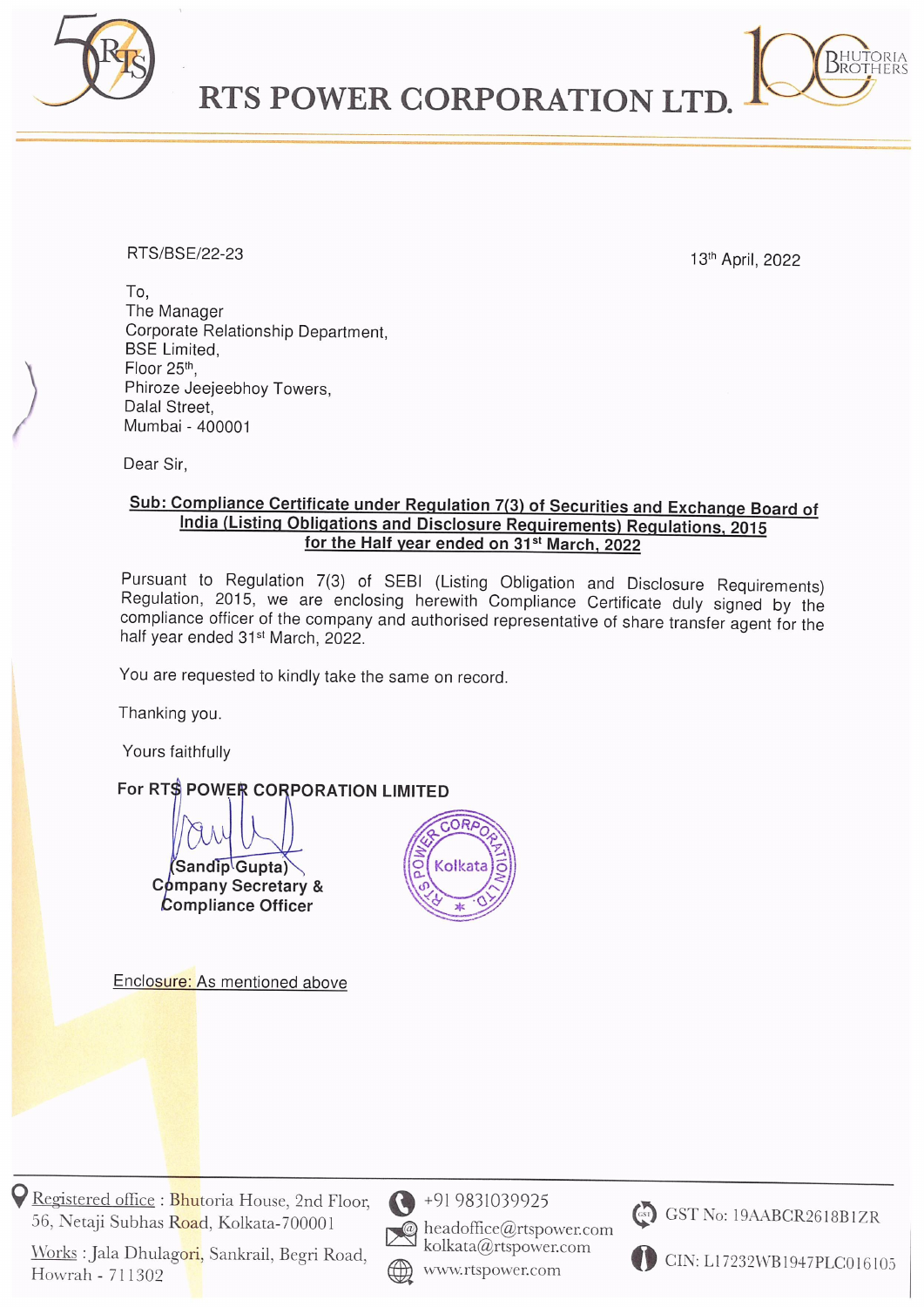# RTS POWER CORPORATION LTD.

RTS/BSE/22-23

13th April, 2022

To,
The Manager
Corporate Relationship Department,
BSE Limited,
Floor 25th,
Phiroze Jeejeebhoy Towers,
Dalal Street,
Mumbai - 400001

Dear Sir,

**Sub: Compliance Certificate under Regulation 7(3) of Securities and Exchange Board of India (Listing Obligations and Disclosure Requirements) Regulations, 2015 for the Half year ended on 31st March, 2022**

Pursuant to Regulation 7(3) of SEBI (Listing Obligation and Disclosure Requirements) Regulation, 2015, we are enclosing herewith Compliance Certificate duly signed by the compliance officer of the company and authorised representative of share transfer agent for the half year ended 31st March, 2022.

You are requested to kindly take the same on record.

Thanking you.

Yours faithfully

**For RTS POWER CORPORATION LIMITED**

**(Sandip Gupta)**
**Company Secretary &**
**Compliance Officer**

Enclosure: As mentioned above

Registered office : Bhutoria House, 2nd Floor, 56, Netaji Subhas Road, Kolkata-700001
Works : Jala Dhulagori, Sankrail, Begri Road, Howrah - 711302
+91 9831039925
headoffice@rtspower.com
kolkata@rtspower.com
www.rtspower.com
GST No: 19AABCR2618B1ZR
CIN: L17232WB1947PLC016105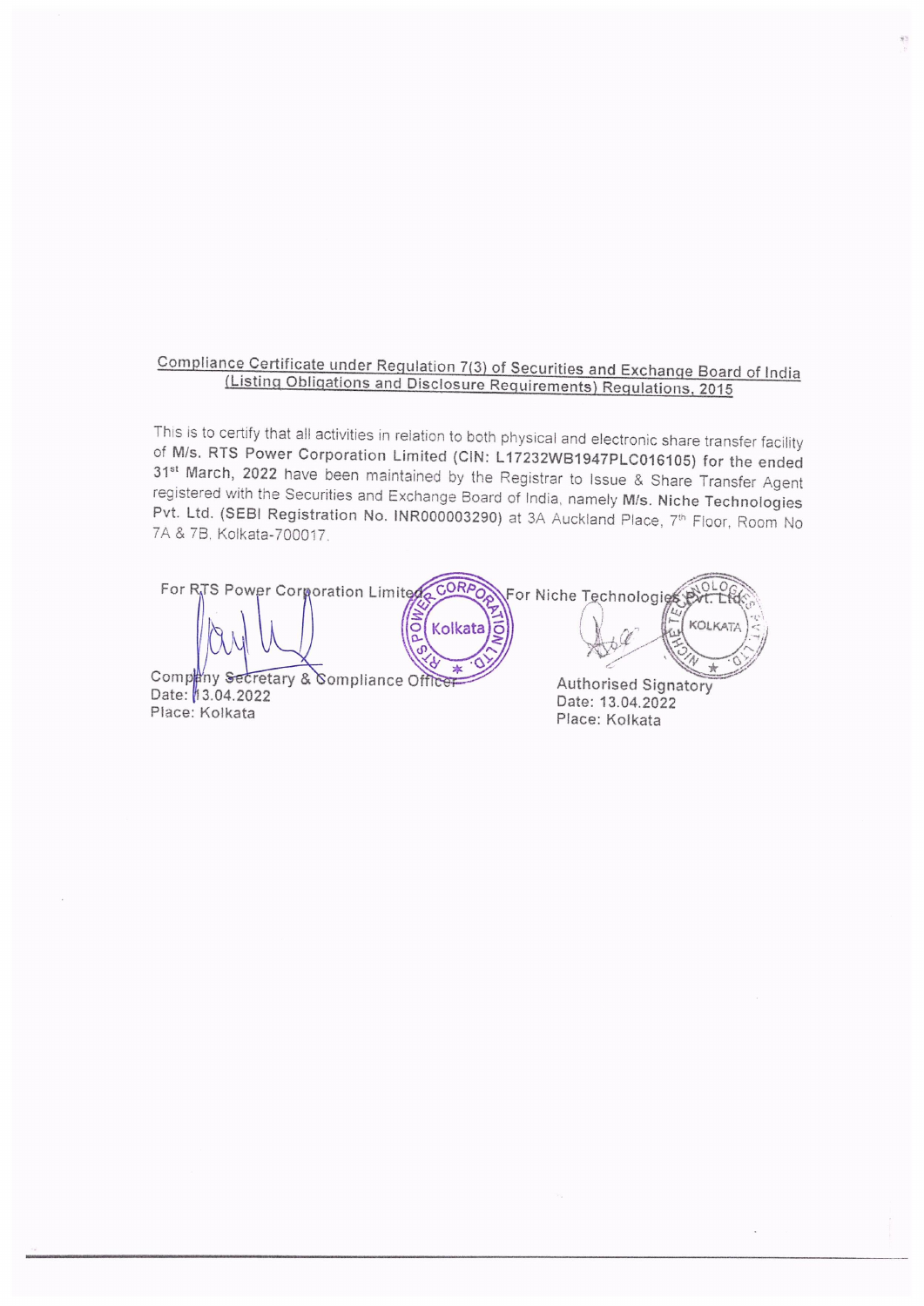## Compliance Certificate under Regulation 7(3) of Securities and Exchange Board of India (Listing Obligations and Disclosure Requirements) Regulations, 2015

This is to certify that all activities in relation to both physical and electronic share transfer facility of **M/s. RTS Power Corporation Limited (CIN: L17232WB1947PLC016105) for the ended 31st March, 2022** have been maintained by the Registrar to Issue & Share Transfer Agent registered with the Securities and Exchange Board of India, namely **M/s. Niche Technologies Pvt. Ltd. (SEBI Registration No. INR000003290)** at 3A Auckland Place, 7th Floor, Room No 7A & 7B, Kolkata-700017.

For RTS Power Corporation Limited

Company Secretary & Compliance Officer
Date: 13.04.2022
Place: Kolkata

For Niche Technologies Pvt. Ltd.

Authorised Signatory
Date: 13.04.2022
Place: Kolkata